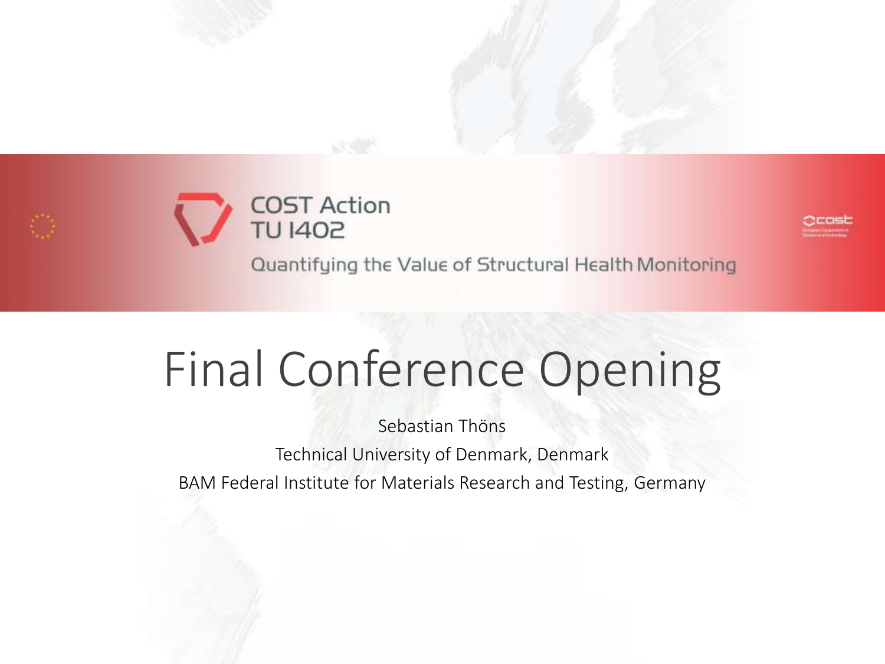COST Action
TU 1402

Quantifying the Value of Structural Health Monitoring

# Final Conference Opening

Sebastian Thöns

Technical University of Denmark, Denmark

BAM Federal Institute for Materials Research and Testing, Germany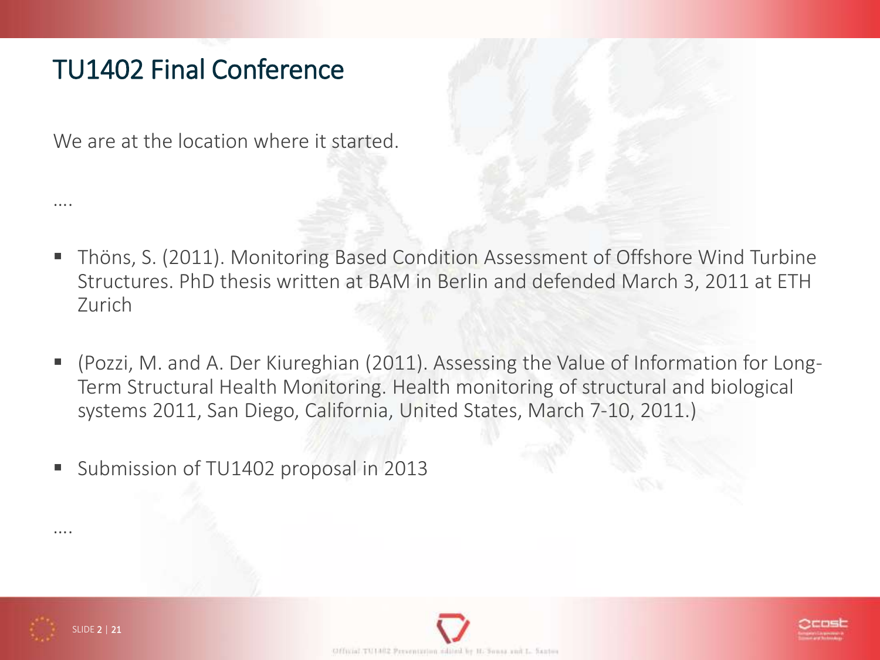# TU1402 Final Conference

We are at the location where it started.

....

- Thöns, S. (2011). Monitoring Based Condition Assessment of Offshore Wind Turbine Structures. PhD thesis written at BAM in Berlin and defended March 3, 2011 at ETH Zurich
- (Pozzi, M. and A. Der Kiureghian (2011). Assessing the Value of Information for Long-Term Structural Health Monitoring. Health monitoring of structural and biological systems 2011, San Diego, California, United States, March 7-10, 2011.)
- Submission of TU1402 proposal in 2013

....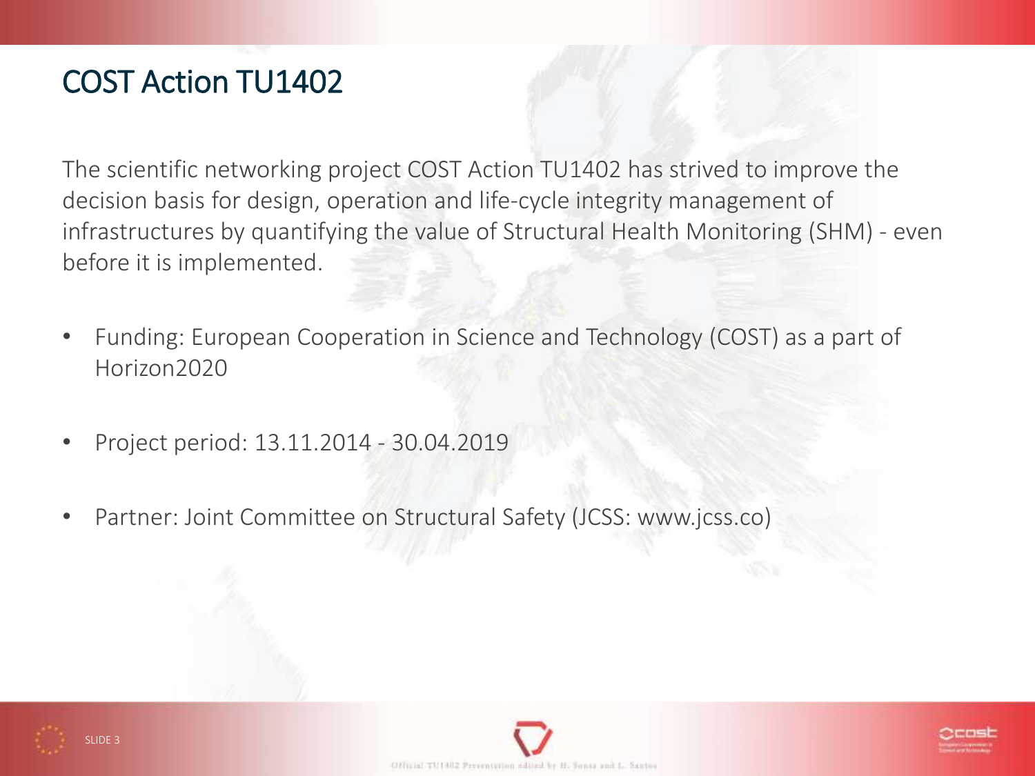# COST Action TU1402

The scientific networking project COST Action TU1402 has strived to improve the decision basis for design, operation and life-cycle integrity management of infrastructures by quantifying the value of Structural Health Monitoring (SHM) - even before it is implemented.

- Funding: European Cooperation in Science and Technology (COST) as a part of Horizon2020
- Project period: 13.11.2014 - 30.04.2019
- Partner: Joint Committee on Structural Safety (JCSS: www.jcss.co)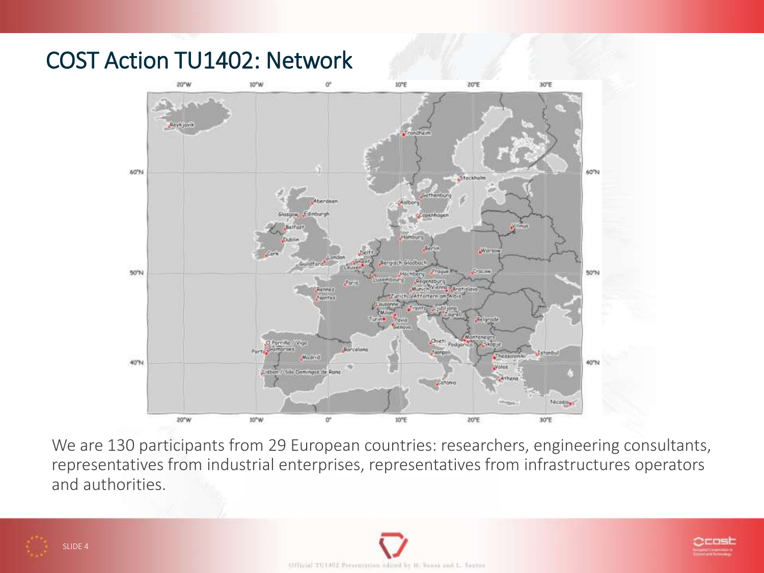# COST Action TU1402: Network

We are 130 participants from 29 European countries: researchers, engineering consultants, representatives from industrial enterprises, representatives from infrastructures operators and authorities.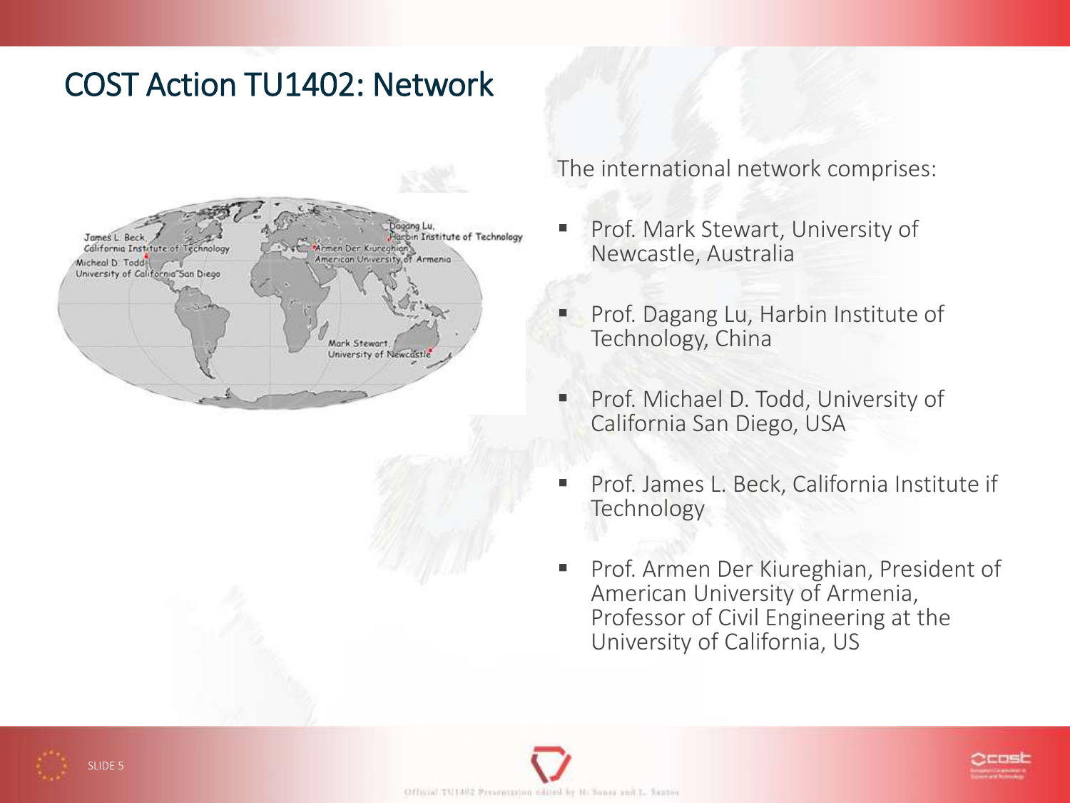# COST Action TU1402: Network

The international network comprises:

- Prof. Mark Stewart, University of Newcastle, Australia
- Prof. Dagang Lu, Harbin Institute of Technology, China
- Prof. Michael D. Todd, University of California San Diego, USA
- Prof. James L. Beck, California Institute if Technology
- Prof. Armen Der Kiureghian, President of American University of Armenia, Professor of Civil Engineering at the University of California, US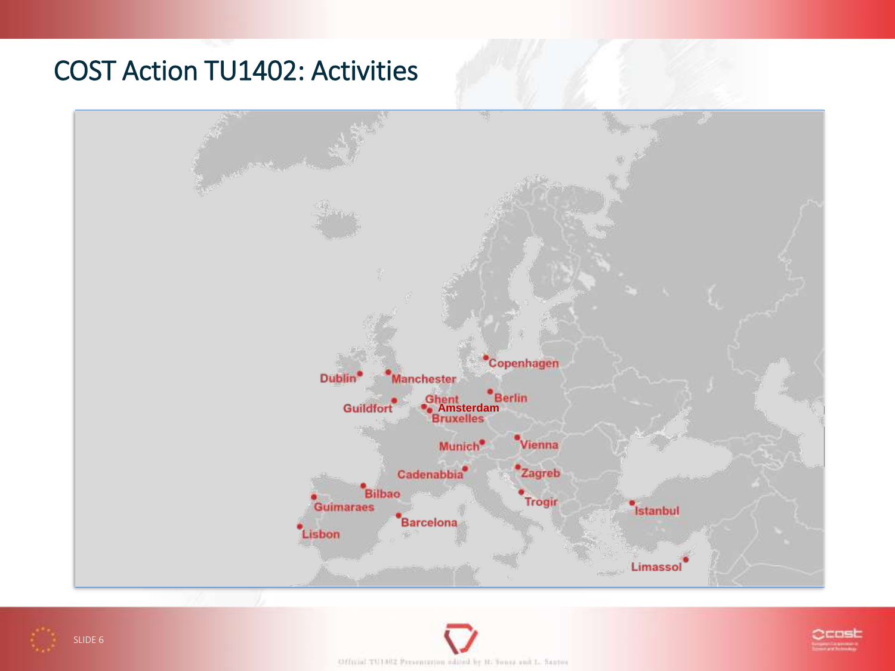# COST Action TU1402: Activities

Copenhagen

Dublin

Manchester

Berlin

Ghent

Amsterdam

Guildfort

Bruxelles

Munich

Vienna

Cadenabbia

Zagreb

Bilbao

Trogir

Guimaraes

Istanbul

Barcelona

Lisbon

Limassol

Official TU1402 Presentation edited by H. Sousa and L. Santos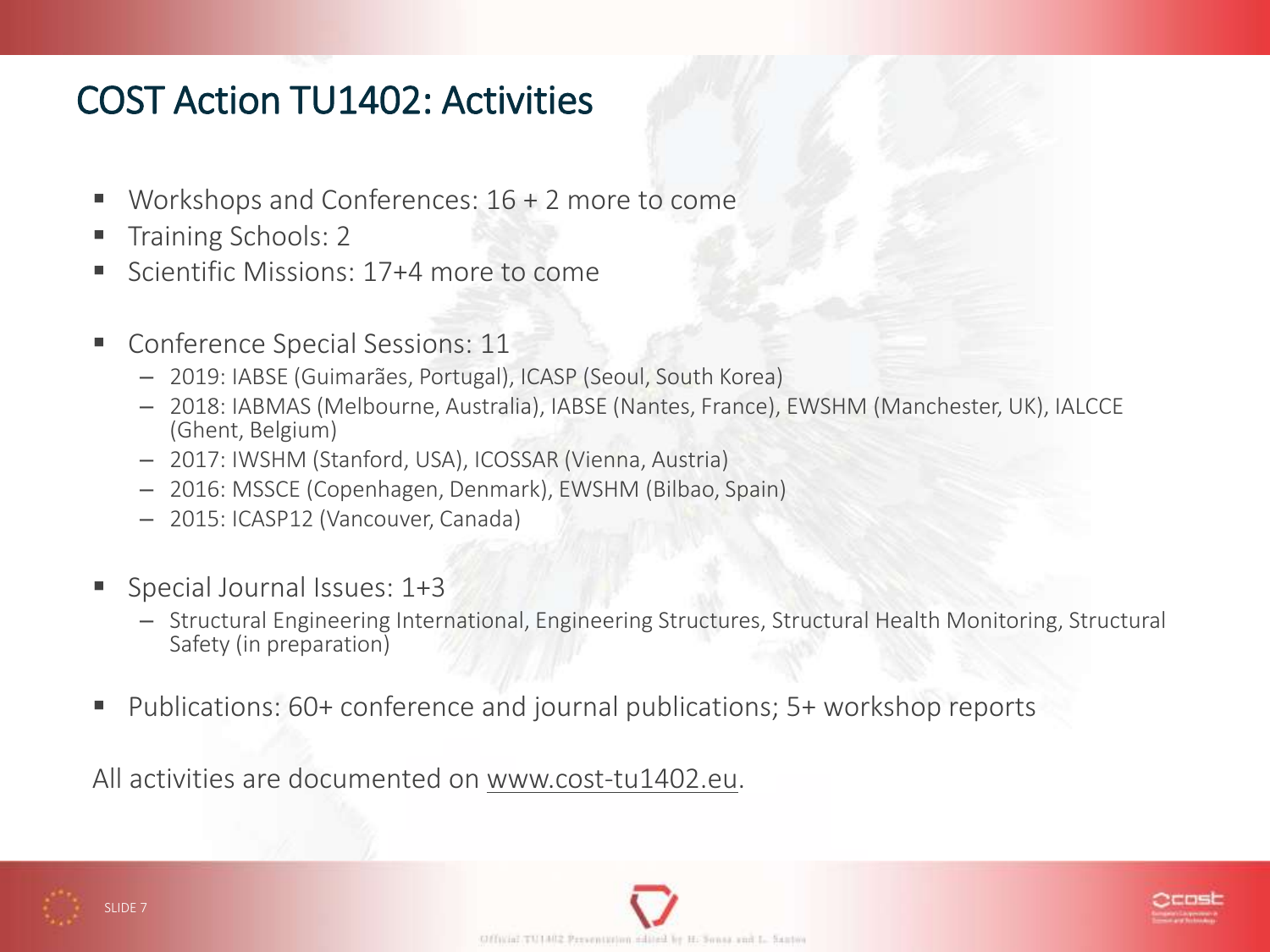# COST Action TU1402: Activities

- Workshops and Conferences: 16 + 2 more to come
- Training Schools: 2
- Scientific Missions: 17+4 more to come

- Conference Special Sessions: 11
  - 2019: IABSE (Guimarães, Portugal), ICASP (Seoul, South Korea)
  - 2018: IABMAS (Melbourne, Australia), IABSE (Nantes, France), EWSHM (Manchester, UK), IALCCE (Ghent, Belgium)
  - 2017: IWSHM (Stanford, USA), ICOSSAR (Vienna, Austria)
  - 2016: MSSCE (Copenhagen, Denmark), EWSHM (Bilbao, Spain)
  - 2015: ICASP12 (Vancouver, Canada)

- Special Journal Issues: 1+3
  - Structural Engineering International, Engineering Structures, Structural Health Monitoring, Structural Safety (in preparation)

- Publications: 60+ conference and journal publications; 5+ workshop reports

All activities are documented on www.cost-tu1402.eu.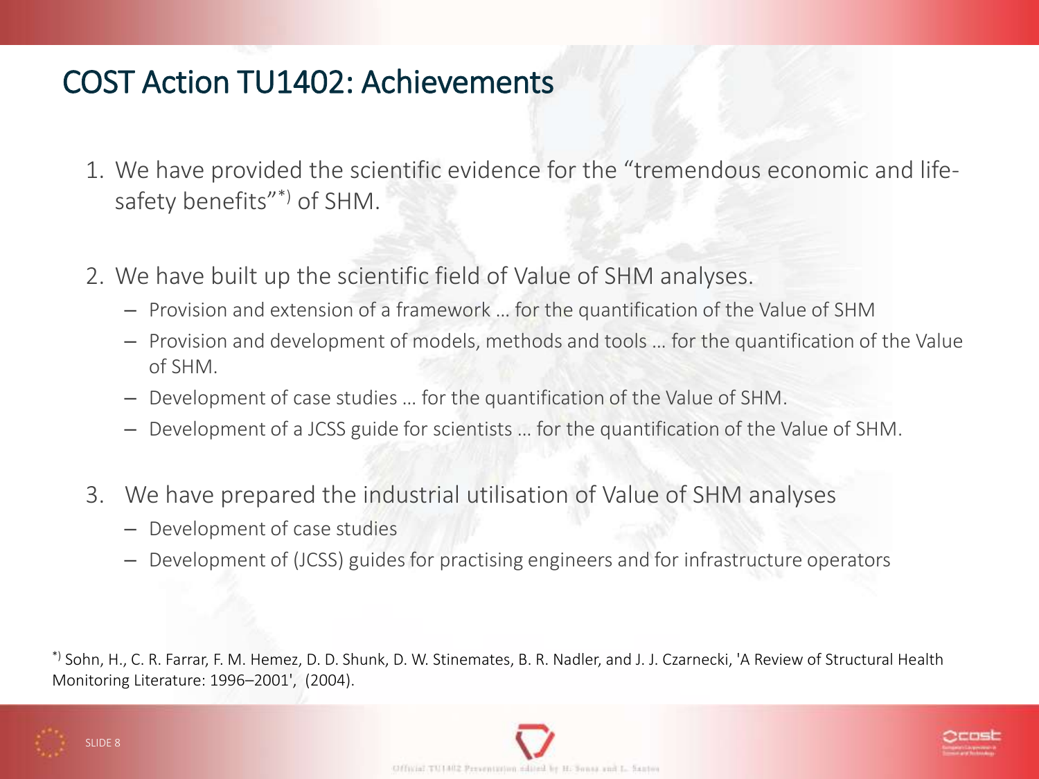# COST Action TU1402: Achievements

1. We have provided the scientific evidence for the "tremendous economic and life-safety benefits"[*)] of SHM.

2. We have built up the scientific field of Value of SHM analyses.
   - Provision and extension of a framework … for the quantification of the Value of SHM
   - Provision and development of models, methods and tools … for the quantification of the Value of SHM.
   - Development of case studies … for the quantification of the Value of SHM.
   - Development of a JCSS guide for scientists … for the quantification of the Value of SHM.

3. We have prepared the industrial utilisation of Value of SHM analyses
   - Development of case studies
   - Development of (JCSS) guides for practising engineers and for infrastructure operators

[*)] Sohn, H., C. R. Farrar, F. M. Hemez, D. D. Shunk, D. W. Stinemates, B. R. Nadler, and J. J. Czarnecki, 'A Review of Structural Health Monitoring Literature: 1996–2001', (2004).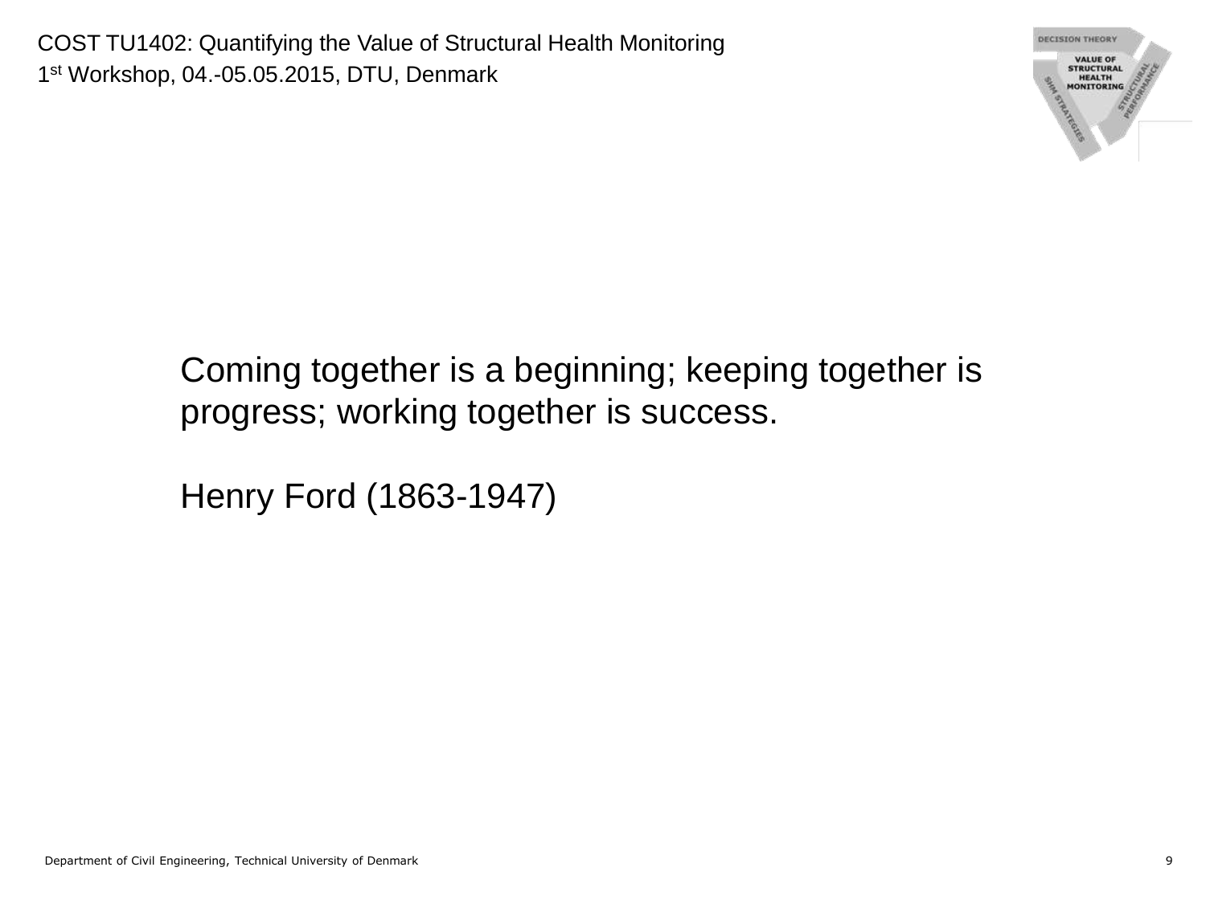Coming together is a beginning; keeping together is progress; working together is success.

Henry Ford (1863-1947)